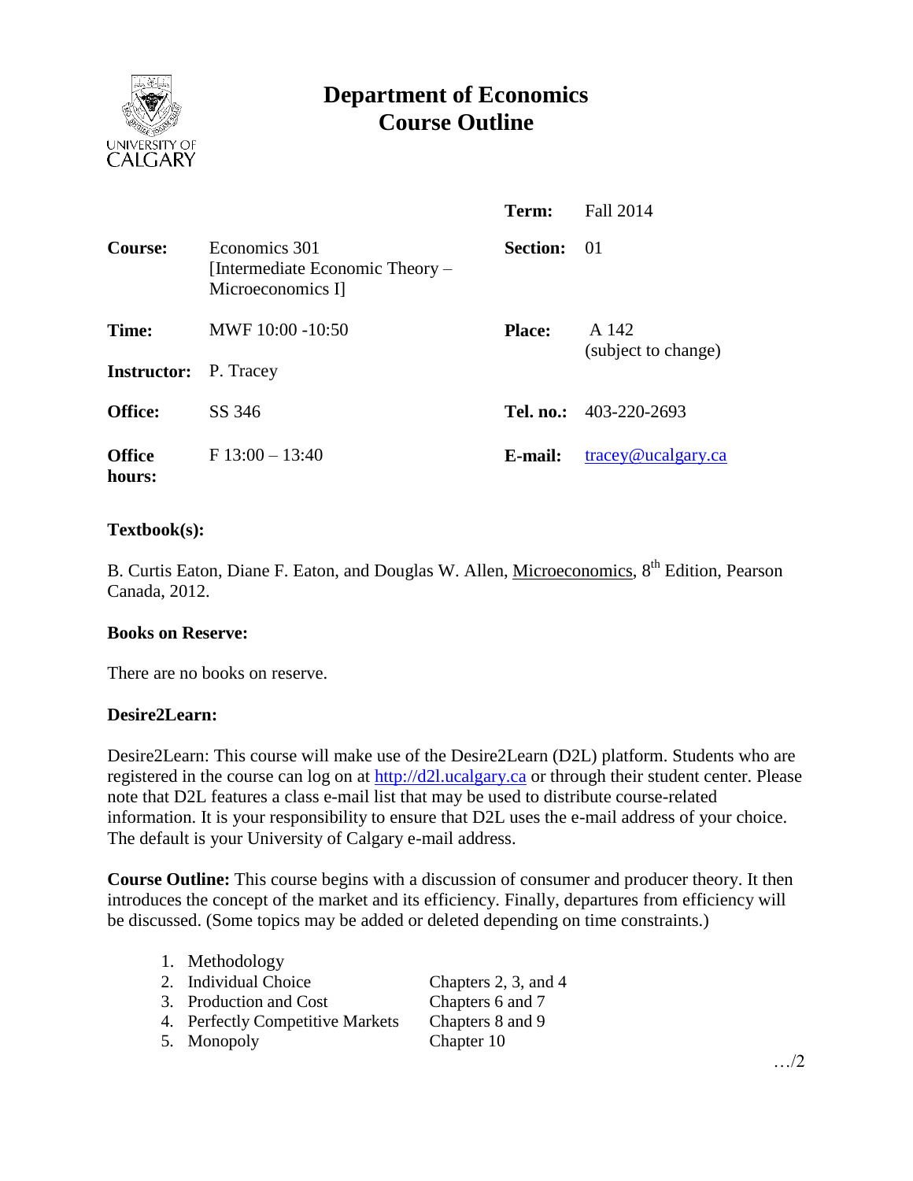# Department of Economics
# Course Outline

| | | | |
|---|---|---|---|
| | | **Term:** | Fall 2014 |
| **Course:** | Economics 301 [Intermediate Economic Theory – Microeconomics I] | **Section:** | 01 |
| **Time:** | MWF 10:00 -10:50 | **Place:** | A 142 (subject to change) |
| **Instructor:** | P. Tracey | | |
| **Office:** | SS 346 | **Tel. no.:** | 403-220-2693 |
| **Office hours:** | F 13:00 – 13:40 | **E-mail:** | tracey@ucalgary.ca |

**Textbook(s):**

B. Curtis Eaton, Diane F. Eaton, and Douglas W. Allen, Microeconomics, 8th Edition, Pearson Canada, 2012.

**Books on Reserve:**

There are no books on reserve.

**Desire2Learn:**

Desire2Learn: This course will make use of the Desire2Learn (D2L) platform. Students who are registered in the course can log on at http://d2l.ucalgary.ca or through their student center. Please note that D2L features a class e-mail list that may be used to distribute course-related information. It is your responsibility to ensure that D2L uses the e-mail address of your choice. The default is your University of Calgary e-mail address.

**Course Outline:** This course begins with a discussion of consumer and producer theory. It then introduces the concept of the market and its efficiency. Finally, departures from efficiency will be discussed. (Some topics may be added or deleted depending on time constraints.)

1. Methodology
2. Individual Choice — Chapters 2, 3, and 4
3. Production and Cost — Chapters 6 and 7
4. Perfectly Competitive Markets — Chapters 8 and 9
5. Monopoly — Chapter 10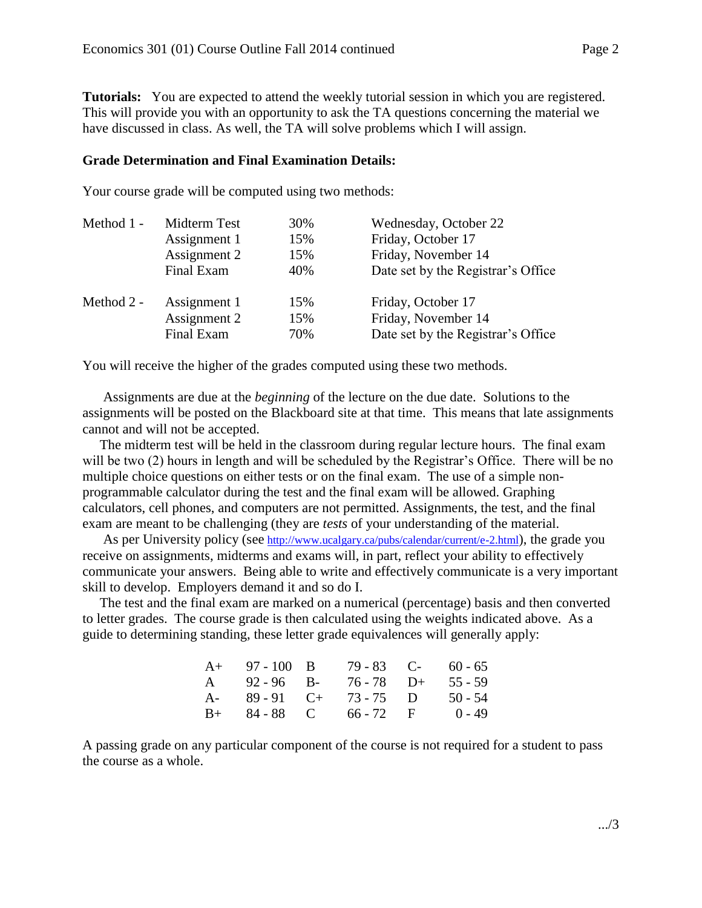**Tutorials:** You are expected to attend the weekly tutorial session in which you are registered. This will provide you with an opportunity to ask the TA questions concerning the material we have discussed in class. As well, the TA will solve problems which I will assign.

**Grade Determination and Final Examination Details:**

Your course grade will be computed using two methods:

| | | | |
|---|---|---|---|
| Method 1 - | Midterm Test | 30% | Wednesday, October 22 |
| | Assignment 1 | 15% | Friday, October 17 |
| | Assignment 2 | 15% | Friday, November 14 |
| | Final Exam | 40% | Date set by the Registrar's Office |
| Method 2 - | Assignment 1 | 15% | Friday, October 17 |
| | Assignment 2 | 15% | Friday, November 14 |
| | Final Exam | 70% | Date set by the Registrar's Office |

You will receive the higher of the grades computed using these two methods.

Assignments are due at the *beginning* of the lecture on the due date. Solutions to the assignments will be posted on the Blackboard site at that time. This means that late assignments cannot and will not be accepted.

The midterm test will be held in the classroom during regular lecture hours. The final exam will be two (2) hours in length and will be scheduled by the Registrar's Office. There will be no multiple choice questions on either tests or on the final exam. The use of a simple non-programmable calculator during the test and the final exam will be allowed. Graphing calculators, cell phones, and computers are not permitted. Assignments, the test, and the final exam are meant to be challenging (they are *tests* of your understanding of the material.

As per University policy (see http://www.ucalgary.ca/pubs/calendar/current/e-2.html), the grade you receive on assignments, midterms and exams will, in part, reflect your ability to effectively communicate your answers. Being able to write and effectively communicate is a very important skill to develop. Employers demand it and so do I.

The test and the final exam are marked on a numerical (percentage) basis and then converted to letter grades. The course grade is then calculated using the weights indicated above. As a guide to determining standing, these letter grade equivalences will generally apply:

| | | | | | |
|---|---|---|---|---|---|
| A+ | 97 - 100 | B | 79 - 83 | C- | 60 - 65 |
| A | 92 - 96 | B- | 76 - 78 | D+ | 55 - 59 |
| A- | 89 - 91 | C+ | 73 - 75 | D | 50 - 54 |
| B+ | 84 - 88 | C | 66 - 72 | F | 0 - 49 |

A passing grade on any particular component of the course is not required for a student to pass the course as a whole.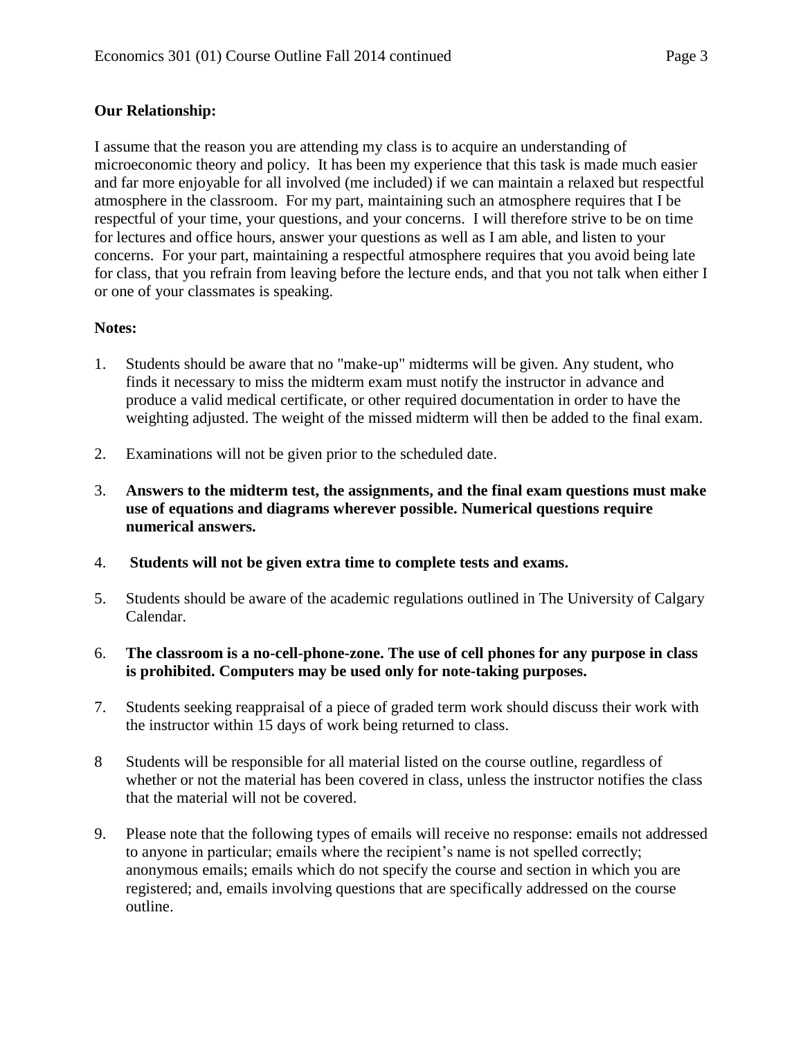**Our Relationship:**

I assume that the reason you are attending my class is to acquire an understanding of microeconomic theory and policy. It has been my experience that this task is made much easier and far more enjoyable for all involved (me included) if we can maintain a relaxed but respectful atmosphere in the classroom. For my part, maintaining such an atmosphere requires that I be respectful of your time, your questions, and your concerns. I will therefore strive to be on time for lectures and office hours, answer your questions as well as I am able, and listen to your concerns. For your part, maintaining a respectful atmosphere requires that you avoid being late for class, that you refrain from leaving before the lecture ends, and that you not talk when either I or one of your classmates is speaking.

**Notes:**

1. Students should be aware that no "make-up" midterms will be given. Any student, who finds it necessary to miss the midterm exam must notify the instructor in advance and produce a valid medical certificate, or other required documentation in order to have the weighting adjusted. The weight of the missed midterm will then be added to the final exam.

2. Examinations will not be given prior to the scheduled date.

3. **Answers to the midterm test, the assignments, and the final exam questions must make use of equations and diagrams wherever possible. Numerical questions require numerical answers.**

4. **Students will not be given extra time to complete tests and exams.**

5. Students should be aware of the academic regulations outlined in The University of Calgary Calendar.

6. **The classroom is a no-cell-phone-zone. The use of cell phones for any purpose in class is prohibited. Computers may be used only for note-taking purposes.**

7. Students seeking reappraisal of a piece of graded term work should discuss their work with the instructor within 15 days of work being returned to class.

8. Students will be responsible for all material listed on the course outline, regardless of whether or not the material has been covered in class, unless the instructor notifies the class that the material will not be covered.

9. Please note that the following types of emails will receive no response: emails not addressed to anyone in particular; emails where the recipient's name is not spelled correctly; anonymous emails; emails which do not specify the course and section in which you are registered; and, emails involving questions that are specifically addressed on the course outline.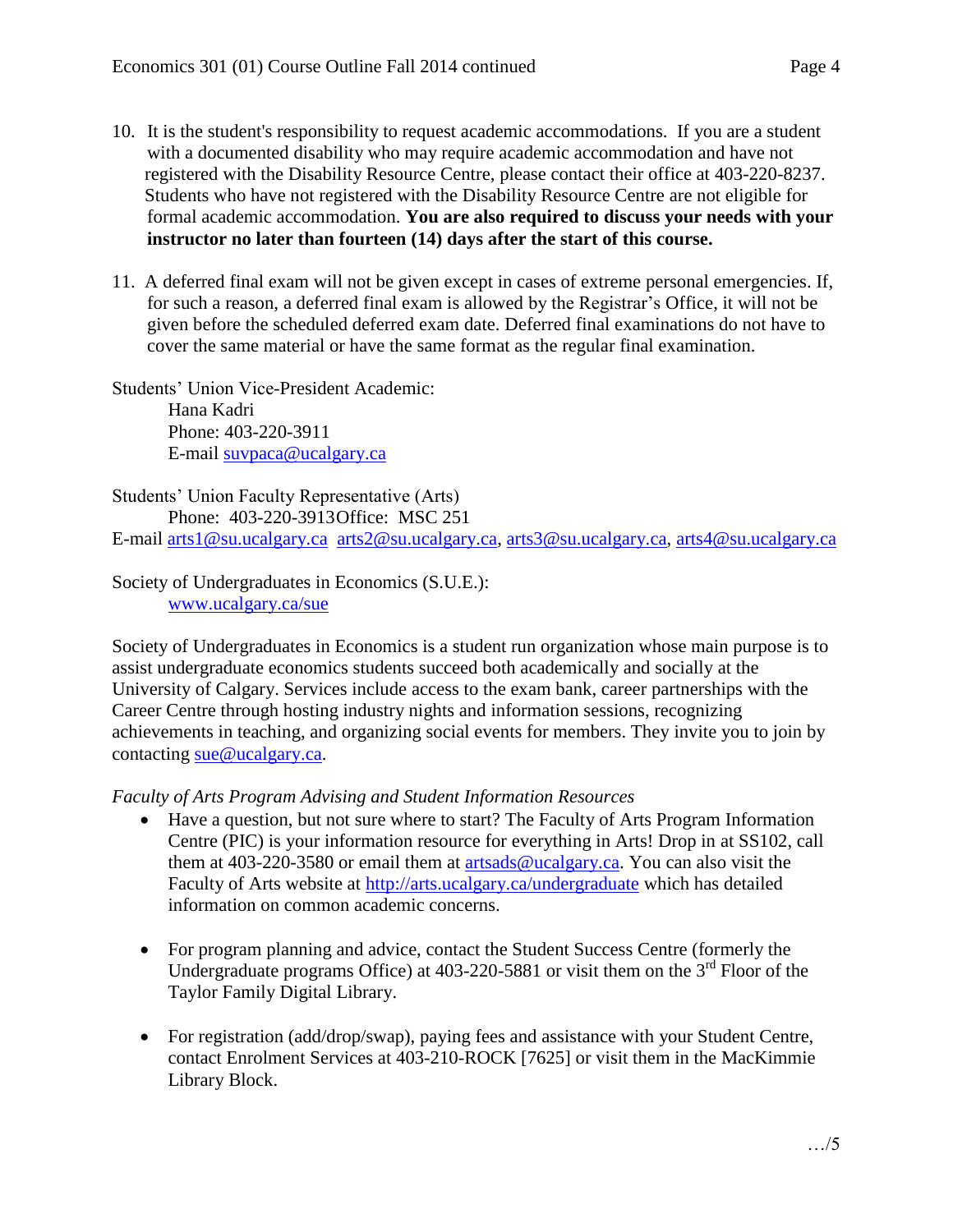10. It is the student's responsibility to request academic accommodations. If you are a student with a documented disability who may require academic accommodation and have not registered with the Disability Resource Centre, please contact their office at 403-220-8237. Students who have not registered with the Disability Resource Centre are not eligible for formal academic accommodation. **You are also required to discuss your needs with your instructor no later than fourteen (14) days after the start of this course.**

11. A deferred final exam will not be given except in cases of extreme personal emergencies. If, for such a reason, a deferred final exam is allowed by the Registrar's Office, it will not be given before the scheduled deferred exam date. Deferred final examinations do not have to cover the same material or have the same format as the regular final examination.

Students' Union Vice-President Academic:
Hana Kadri
Phone: 403-220-3911
E-mail suvpaca@ucalgary.ca

Students' Union Faculty Representative (Arts)
Phone: 403-220-3913 Office: MSC 251
E-mail arts1@su.ucalgary.ca arts2@su.ucalgary.ca, arts3@su.ucalgary.ca, arts4@su.ucalgary.ca

Society of Undergraduates in Economics (S.U.E.):
www.ucalgary.ca/sue

Society of Undergraduates in Economics is a student run organization whose main purpose is to assist undergraduate economics students succeed both academically and socially at the University of Calgary. Services include access to the exam bank, career partnerships with the Career Centre through hosting industry nights and information sessions, recognizing achievements in teaching, and organizing social events for members. They invite you to join by contacting sue@ucalgary.ca.

*Faculty of Arts Program Advising and Student Information Resources*

- Have a question, but not sure where to start? The Faculty of Arts Program Information Centre (PIC) is your information resource for everything in Arts! Drop in at SS102, call them at 403-220-3580 or email them at artsads@ucalgary.ca. You can also visit the Faculty of Arts website at http://arts.ucalgary.ca/undergraduate which has detailed information on common academic concerns.

- For program planning and advice, contact the Student Success Centre (formerly the Undergraduate programs Office) at 403-220-5881 or visit them on the 3rd Floor of the Taylor Family Digital Library.

- For registration (add/drop/swap), paying fees and assistance with your Student Centre, contact Enrolment Services at 403-210-ROCK [7625] or visit them in the MacKimmie Library Block.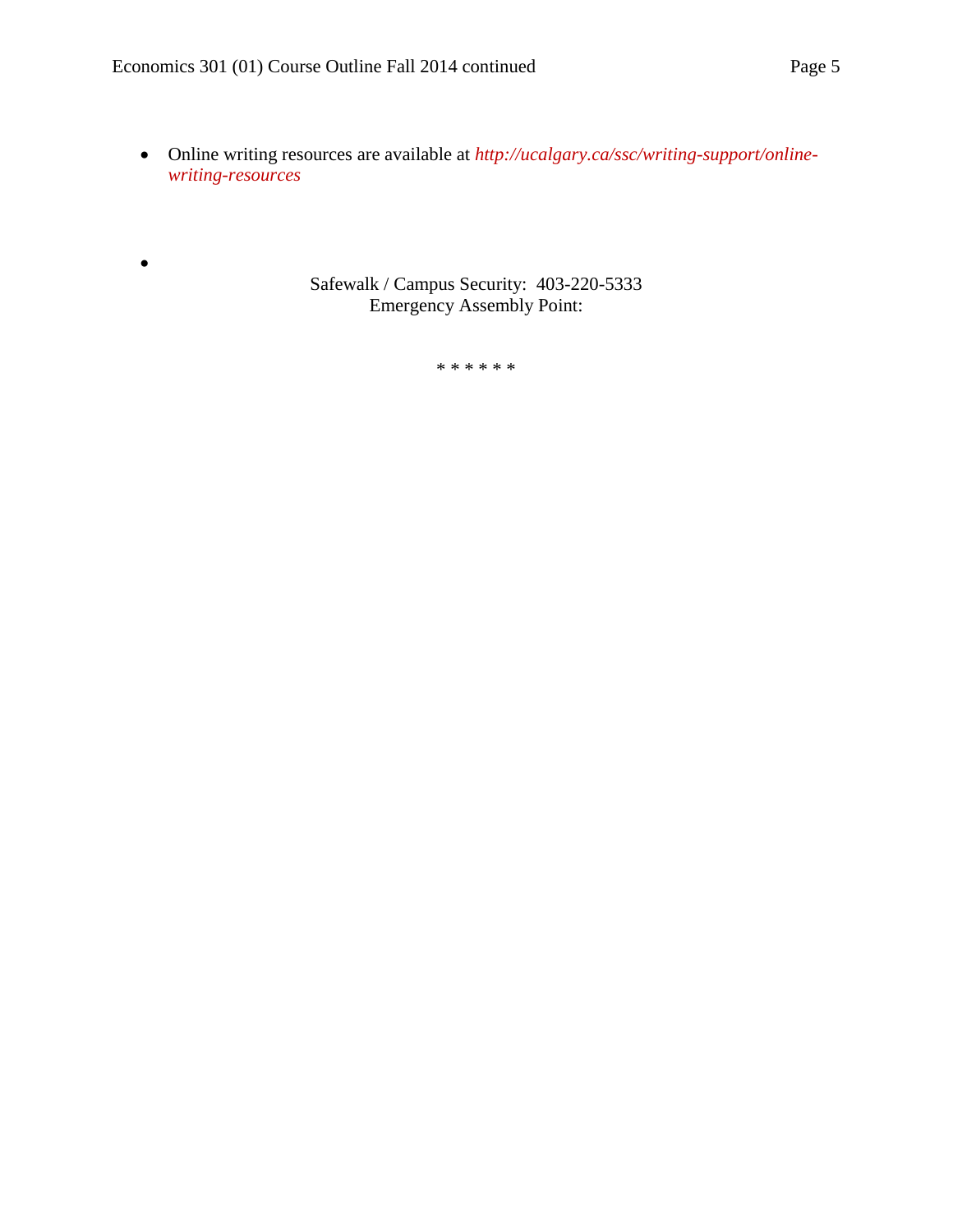- Online writing resources are available at *http://ucalgary.ca/ssc/writing-support/online-writing-resources*

-

Safewalk / Campus Security:  403-220-5333
Emergency Assembly Point:

* * * * * *